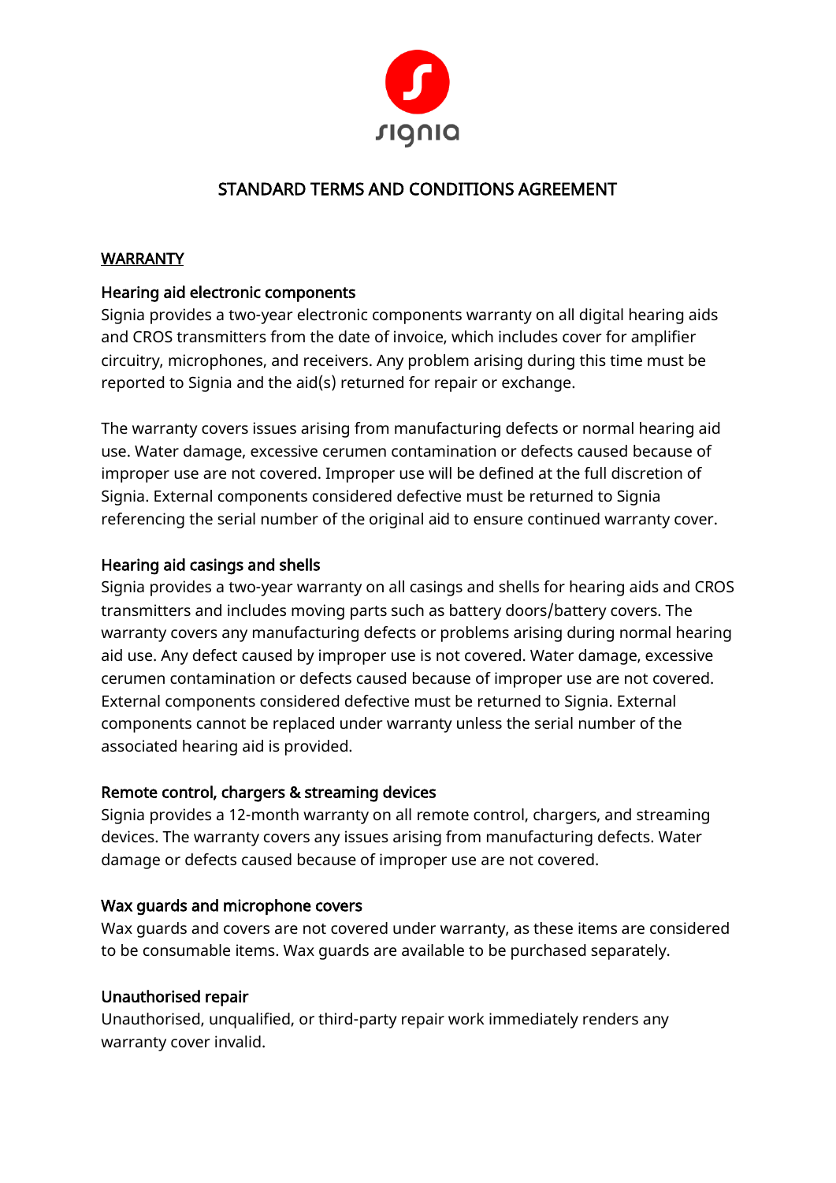# STANDARD TERMS AND CONDITIONS AGREEMENT

## WARRANTY

### Hearing aid electronic components

Signia provides a two-year electronic components warranty on all digital hearing aids and CROS transmitters from the date of invoice, which includes cover for amplifier circuitry, microphones, and receivers. Any problem arising during this time must be reported to Signia and the aid(s) returned for repair or exchange.

The warranty covers issues arising from manufacturing defects or normal hearing aid use. Water damage, excessive cerumen contamination or defects caused because of improper use are not covered. Improper use will be defined at the full discretion of Signia. External components considered defective must be returned to Signia referencing the serial number of the original aid to ensure continued warranty cover.

### Hearing aid casings and shells

Signia provides a two-year warranty on all casings and shells for hearing aids and CROS transmitters and includes moving parts such as battery doors/battery covers. The warranty covers any manufacturing defects or problems arising during normal hearing aid use. Any defect caused by improper use is not covered. Water damage, excessive cerumen contamination or defects caused because of improper use are not covered. External components considered defective must be returned to Signia. External components cannot be replaced under warranty unless the serial number of the associated hearing aid is provided.

### Remote control, chargers & streaming devices

Signia provides a 12-month warranty on all remote control, chargers, and streaming devices. The warranty covers any issues arising from manufacturing defects. Water damage or defects caused because of improper use are not covered.

### Wax guards and microphone covers

Wax guards and covers are not covered under warranty, as these items are considered to be consumable items. Wax guards are available to be purchased separately.

### Unauthorised repair

Unauthorised, unqualified, or third-party repair work immediately renders any warranty cover invalid.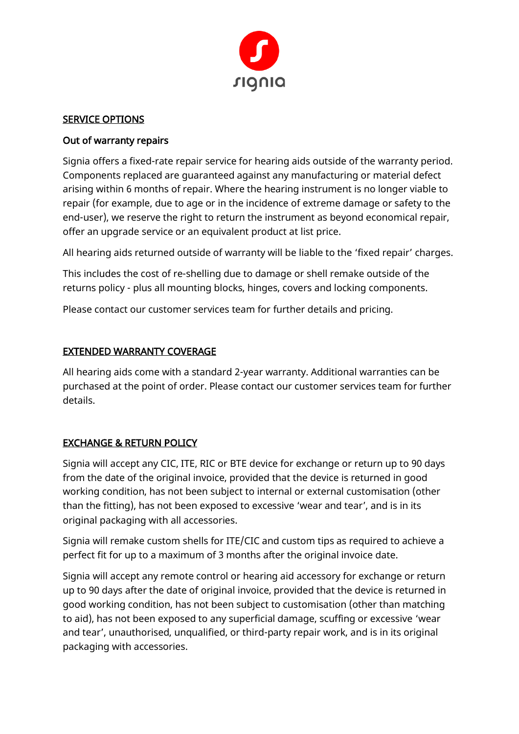## SERVICE OPTIONS

### Out of warranty repairs

Signia offers a fixed-rate repair service for hearing aids outside of the warranty period. Components replaced are guaranteed against any manufacturing or material defect arising within 6 months of repair. Where the hearing instrument is no longer viable to repair (for example, due to age or in the incidence of extreme damage or safety to the end-user), we reserve the right to return the instrument as beyond economical repair, offer an upgrade service or an equivalent product at list price.

All hearing aids returned outside of warranty will be liable to the 'fixed repair' charges.

This includes the cost of re-shelling due to damage or shell remake outside of the returns policy - plus all mounting blocks, hinges, covers and locking components.

Please contact our customer services team for further details and pricing.

## EXTENDED WARRANTY COVERAGE

All hearing aids come with a standard 2-year warranty. Additional warranties can be purchased at the point of order. Please contact our customer services team for further details.

## EXCHANGE & RETURN POLICY

Signia will accept any CIC, ITE, RIC or BTE device for exchange or return up to 90 days from the date of the original invoice, provided that the device is returned in good working condition, has not been subject to internal or external customisation (other than the fitting), has not been exposed to excessive 'wear and tear', and is in its original packaging with all accessories.

Signia will remake custom shells for ITE/CIC and custom tips as required to achieve a perfect fit for up to a maximum of 3 months after the original invoice date.

Signia will accept any remote control or hearing aid accessory for exchange or return up to 90 days after the date of original invoice, provided that the device is returned in good working condition, has not been subject to customisation (other than matching to aid), has not been exposed to any superficial damage, scuffing or excessive 'wear and tear', unauthorised, unqualified, or third-party repair work, and is in its original packaging with accessories.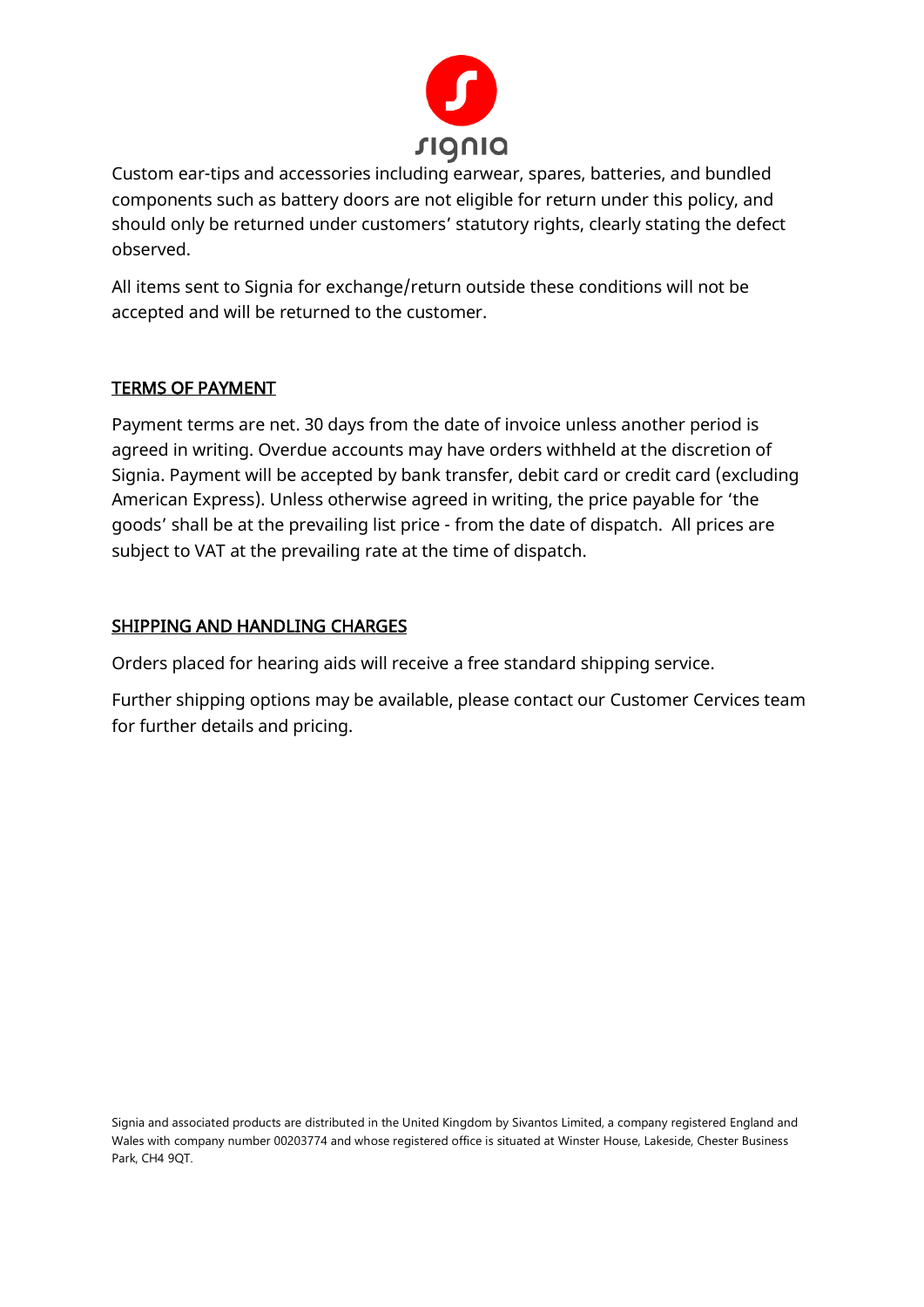Custom ear-tips and accessories including earwear, spares, batteries, and bundled components such as battery doors are not eligible for return under this policy, and should only be returned under customers' statutory rights, clearly stating the defect observed.

All items sent to Signia for exchange/return outside these conditions will not be accepted and will be returned to the customer.

## TERMS OF PAYMENT

Payment terms are net. 30 days from the date of invoice unless another period is agreed in writing. Overdue accounts may have orders withheld at the discretion of Signia. Payment will be accepted by bank transfer, debit card or credit card (excluding American Express). Unless otherwise agreed in writing, the price payable for 'the goods' shall be at the prevailing list price - from the date of dispatch. All prices are subject to VAT at the prevailing rate at the time of dispatch.

## SHIPPING AND HANDLING CHARGES

Orders placed for hearing aids will receive a free standard shipping service.

Further shipping options may be available, please contact our Customer Cervices team for further details and pricing.

Signia and associated products are distributed in the United Kingdom by Sivantos Limited, a company registered England and Wales with company number 00203774 and whose registered office is situated at Winster House, Lakeside, Chester Business Park, CH4 9QT.